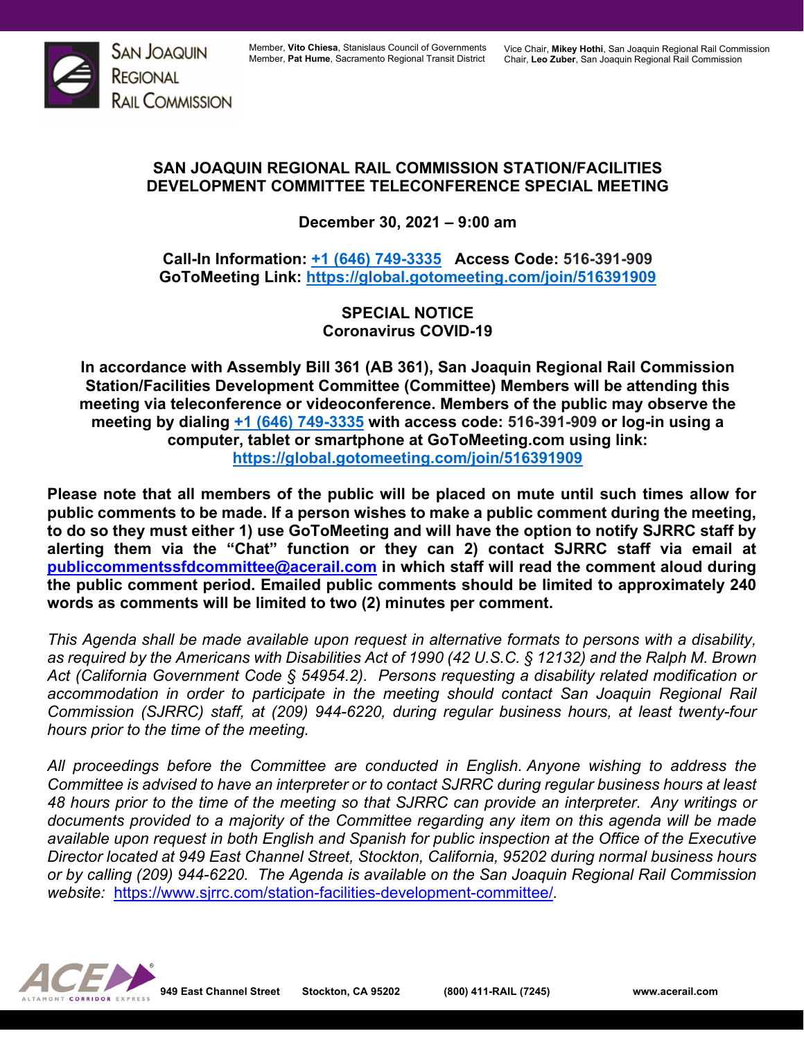San Joaquin Regional Rail Commission

Member, **Vito Chiesa**, Stanislaus Council of Governments
Member, **Pat Hume**, Sacramento Regional Transit District

Vice Chair, **Mikey Hothi**, San Joaquin Regional Rail Commission
Chair, **Leo Zuber**, San Joaquin Regional Rail Commission

# SAN JOAQUIN REGIONAL RAIL COMMISSION STATION/FACILITIES DEVELOPMENT COMMITTEE TELECONFERENCE SPECIAL MEETING

**December 30, 2021 – 9:00 am**

**Call-In Information: [+1 (646) 749-3335](tel:+16467493335) Access Code: 516-391-909**
**GoToMeeting Link: https://global.gotomeeting.com/join/516391909**

## SPECIAL NOTICE
## Coronavirus COVID-19

**In accordance with Assembly Bill 361 (AB 361), San Joaquin Regional Rail Commission Station/Facilities Development Committee (Committee) Members will be attending this meeting via teleconference or videoconference. Members of the public may observe the meeting by dialing +1 (646) 749-3335 with access code: 516-391-909 or log-in using a computer, tablet or smartphone at GoToMeeting.com using link: https://global.gotomeeting.com/join/516391909**

**Please note that all members of the public will be placed on mute until such times allow for public comments to be made. If a person wishes to make a public comment during the meeting, to do so they must either 1) use GoToMeeting and will have the option to notify SJRRC staff by alerting them via the "Chat" function or they can 2) contact SJRRC staff via email at publiccommentssfdcommittee@acerail.com in which staff will read the comment aloud during the public comment period. Emailed public comments should be limited to approximately 240 words as comments will be limited to two (2) minutes per comment.**

*This Agenda shall be made available upon request in alternative formats to persons with a disability, as required by the Americans with Disabilities Act of 1990 (42 U.S.C. § 12132) and the Ralph M. Brown Act (California Government Code § 54954.2). Persons requesting a disability related modification or accommodation in order to participate in the meeting should contact San Joaquin Regional Rail Commission (SJRRC) staff, at (209) 944-6220, during regular business hours, at least twenty-four hours prior to the time of the meeting.*

*All proceedings before the Committee are conducted in English. Anyone wishing to address the Committee is advised to have an interpreter or to contact SJRRC during regular business hours at least 48 hours prior to the time of the meeting so that SJRRC can provide an interpreter. Any writings or documents provided to a majority of the Committee regarding any item on this agenda will be made available upon request in both English and Spanish for public inspection at the Office of the Executive Director located at 949 East Channel Street, Stockton, California, 95202 during normal business hours or by calling (209) 944-6220. The Agenda is available on the San Joaquin Regional Rail Commission website: https://www.sjrrc.com/station-facilities-development-committee/.*

ACE Altamont Corridor Express — 949 East Channel Street Stockton, CA 95202 (800) 411-RAIL (7245) www.acerail.com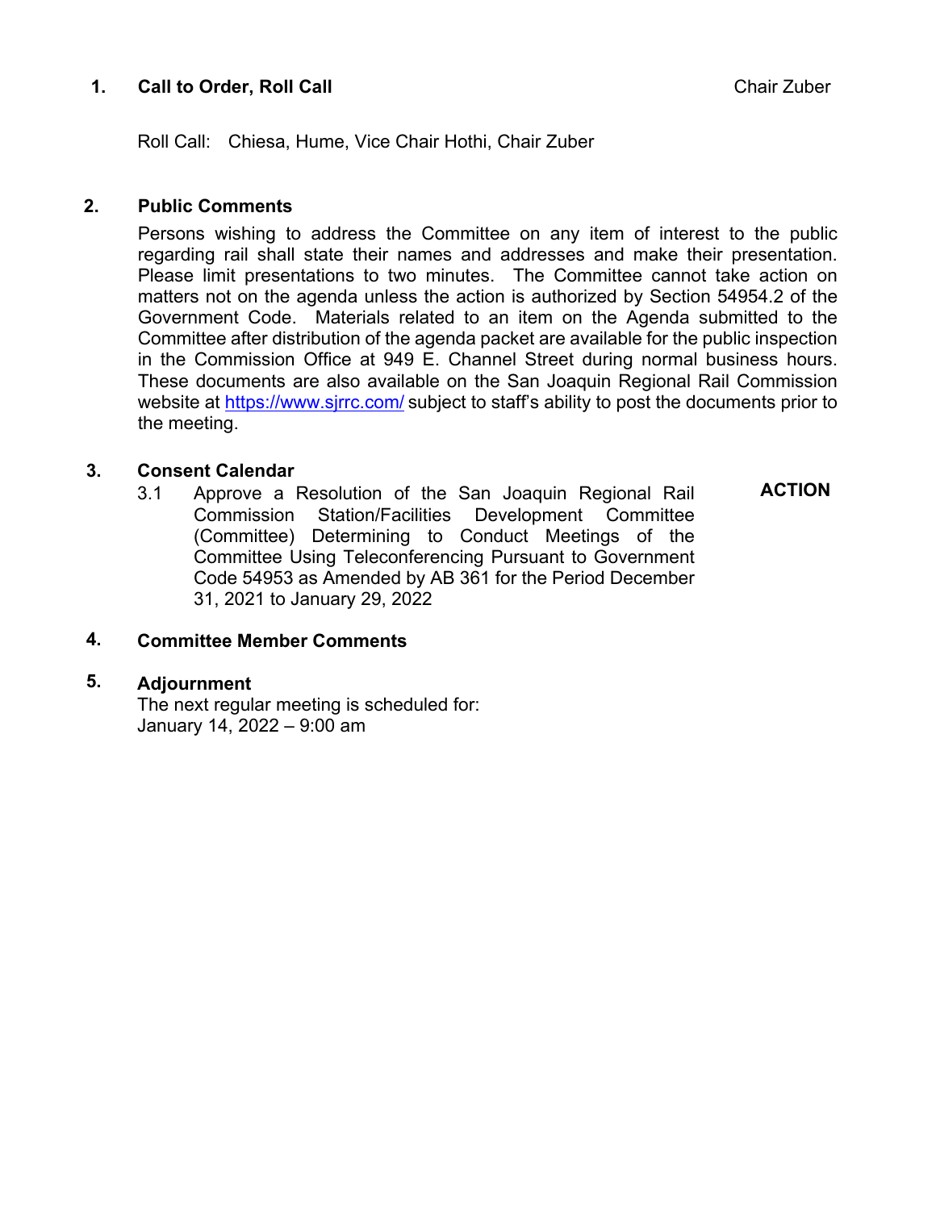**1. Call to Order, Roll Call** Chair Zuber

Roll Call: Chiesa, Hume, Vice Chair Hothi, Chair Zuber

**2. Public Comments**

Persons wishing to address the Committee on any item of interest to the public regarding rail shall state their names and addresses and make their presentation. Please limit presentations to two minutes. The Committee cannot take action on matters not on the agenda unless the action is authorized by Section 54954.2 of the Government Code. Materials related to an item on the Agenda submitted to the Committee after distribution of the agenda packet are available for the public inspection in the Commission Office at 949 E. Channel Street during normal business hours. These documents are also available on the San Joaquin Regional Rail Commission website at https://www.sjrrc.com/ subject to staff's ability to post the documents prior to the meeting.

**3. Consent Calendar**

3.1 Approve a Resolution of the San Joaquin Regional Rail Commission Station/Facilities Development Committee (Committee) Determining to Conduct Meetings of the Committee Using Teleconferencing Pursuant to Government Code 54953 as Amended by AB 361 for the Period December 31, 2021 to January 29, 2022 **ACTION**

**4. Committee Member Comments**

**5. Adjournment**

The next regular meeting is scheduled for:
January 14, 2022 – 9:00 am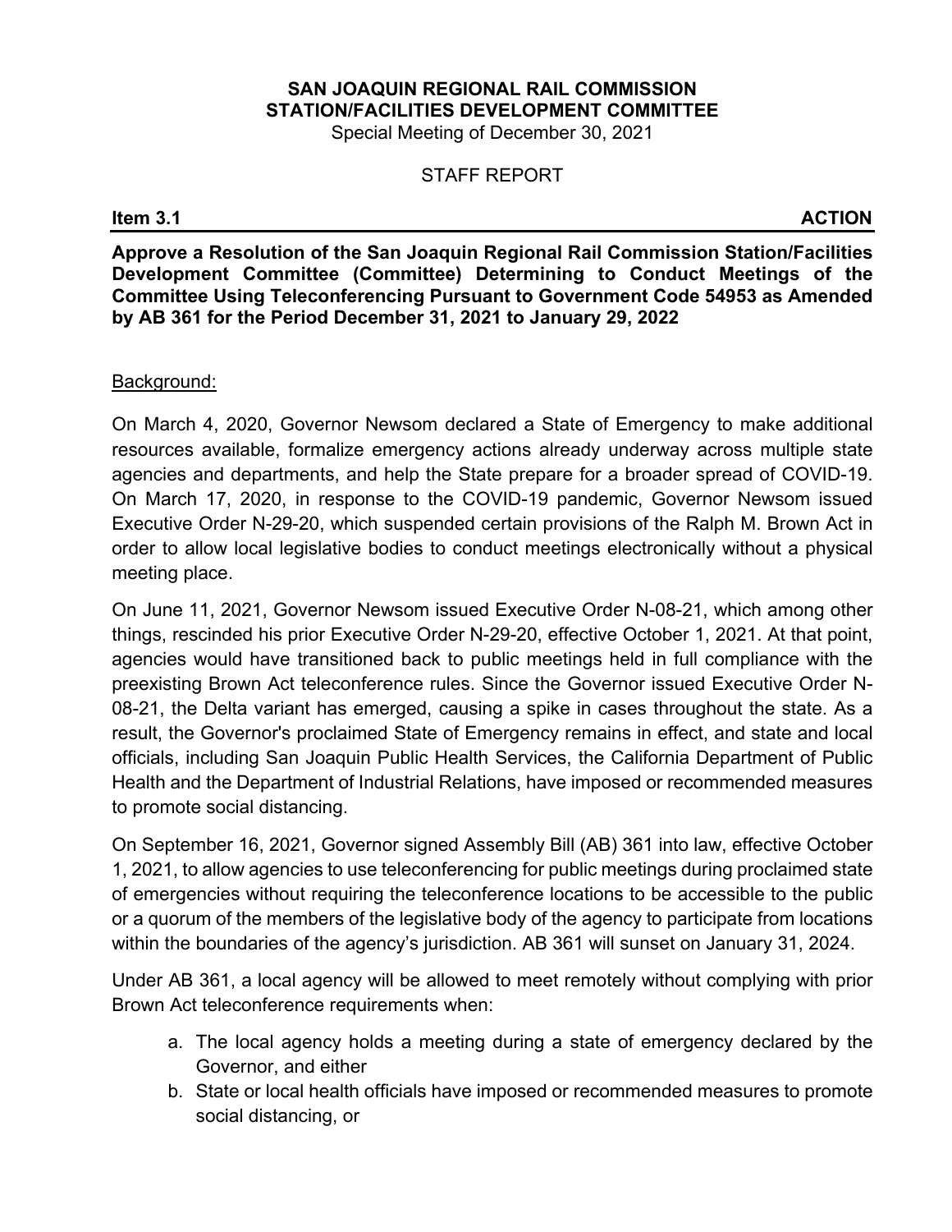**SAN JOAQUIN REGIONAL RAIL COMMISSION**
**STATION/FACILITIES DEVELOPMENT COMMITTEE**
Special Meeting of December 30, 2021

STAFF REPORT

**Item 3.1** **ACTION**

**Approve a Resolution of the San Joaquin Regional Rail Commission Station/Facilities Development Committee (Committee) Determining to Conduct Meetings of the Committee Using Teleconferencing Pursuant to Government Code 54953 as Amended by AB 361 for the Period December 31, 2021 to January 29, 2022**

Background:

On March 4, 2020, Governor Newsom declared a State of Emergency to make additional resources available, formalize emergency actions already underway across multiple state agencies and departments, and help the State prepare for a broader spread of COVID-19. On March 17, 2020, in response to the COVID-19 pandemic, Governor Newsom issued Executive Order N-29-20, which suspended certain provisions of the Ralph M. Brown Act in order to allow local legislative bodies to conduct meetings electronically without a physical meeting place.

On June 11, 2021, Governor Newsom issued Executive Order N-08-21, which among other things, rescinded his prior Executive Order N-29-20, effective October 1, 2021. At that point, agencies would have transitioned back to public meetings held in full compliance with the preexisting Brown Act teleconference rules. Since the Governor issued Executive Order N-08-21, the Delta variant has emerged, causing a spike in cases throughout the state. As a result, the Governor's proclaimed State of Emergency remains in effect, and state and local officials, including San Joaquin Public Health Services, the California Department of Public Health and the Department of Industrial Relations, have imposed or recommended measures to promote social distancing.

On September 16, 2021, Governor signed Assembly Bill (AB) 361 into law, effective October 1, 2021, to allow agencies to use teleconferencing for public meetings during proclaimed state of emergencies without requiring the teleconference locations to be accessible to the public or a quorum of the members of the legislative body of the agency to participate from locations within the boundaries of the agency's jurisdiction. AB 361 will sunset on January 31, 2024.

Under AB 361, a local agency will be allowed to meet remotely without complying with prior Brown Act teleconference requirements when:

a. The local agency holds a meeting during a state of emergency declared by the Governor, and either
b. State or local health officials have imposed or recommended measures to promote social distancing, or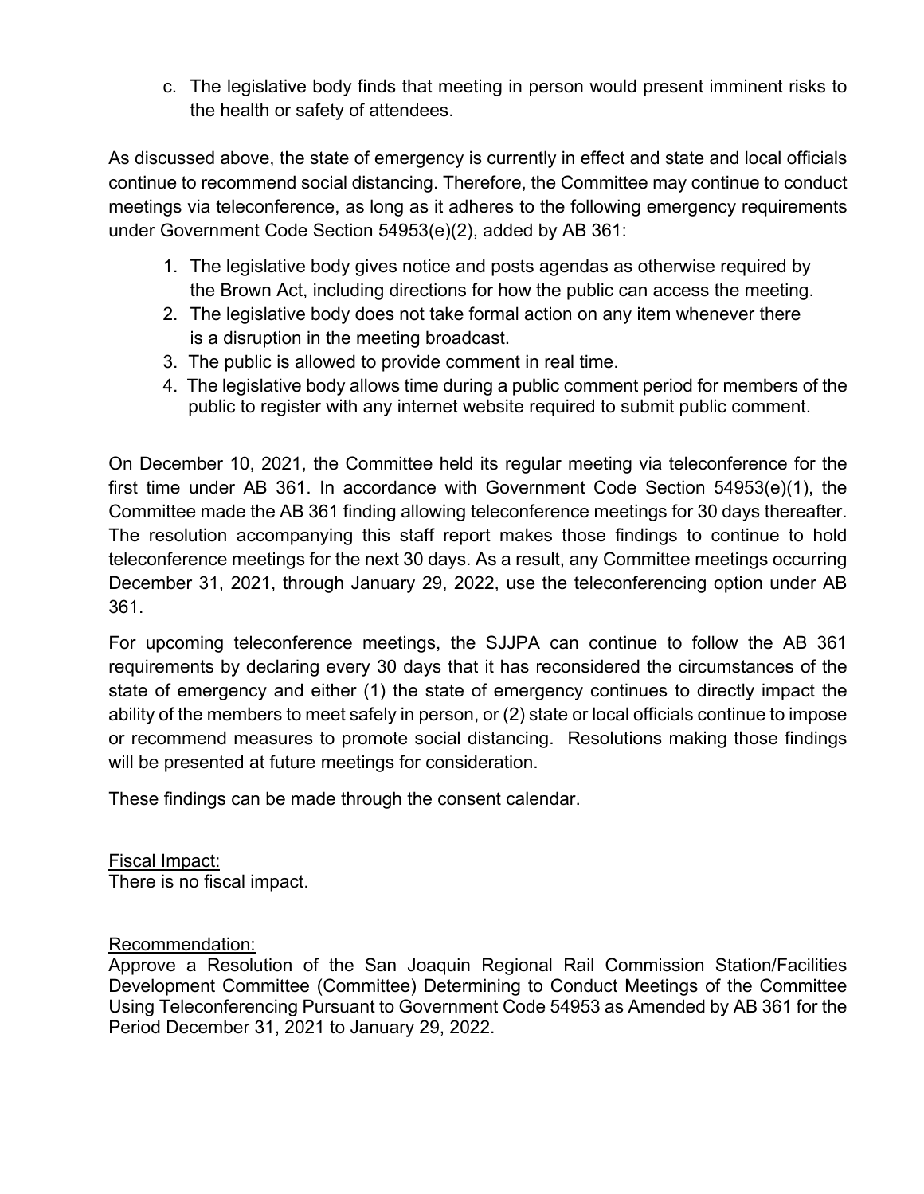c. The legislative body finds that meeting in person would present imminent risks to the health or safety of attendees.

As discussed above, the state of emergency is currently in effect and state and local officials continue to recommend social distancing. Therefore, the Committee may continue to conduct meetings via teleconference, as long as it adheres to the following emergency requirements under Government Code Section 54953(e)(2), added by AB 361:

1. The legislative body gives notice and posts agendas as otherwise required by the Brown Act, including directions for how the public can access the meeting.
2. The legislative body does not take formal action on any item whenever there is a disruption in the meeting broadcast.
3. The public is allowed to provide comment in real time.
4. The legislative body allows time during a public comment period for members of the public to register with any internet website required to submit public comment.

On December 10, 2021, the Committee held its regular meeting via teleconference for the first time under AB 361. In accordance with Government Code Section 54953(e)(1), the Committee made the AB 361 finding allowing teleconference meetings for 30 days thereafter. The resolution accompanying this staff report makes those findings to continue to hold teleconference meetings for the next 30 days. As a result, any Committee meetings occurring December 31, 2021, through January 29, 2022, use the teleconferencing option under AB 361.

For upcoming teleconference meetings, the SJJPA can continue to follow the AB 361 requirements by declaring every 30 days that it has reconsidered the circumstances of the state of emergency and either (1) the state of emergency continues to directly impact the ability of the members to meet safely in person, or (2) state or local officials continue to impose or recommend measures to promote social distancing. Resolutions making those findings will be presented at future meetings for consideration.

These findings can be made through the consent calendar.

Fiscal Impact:
There is no fiscal impact.

Recommendation:
Approve a Resolution of the San Joaquin Regional Rail Commission Station/Facilities Development Committee (Committee) Determining to Conduct Meetings of the Committee Using Teleconferencing Pursuant to Government Code 54953 as Amended by AB 361 for the Period December 31, 2021 to January 29, 2022.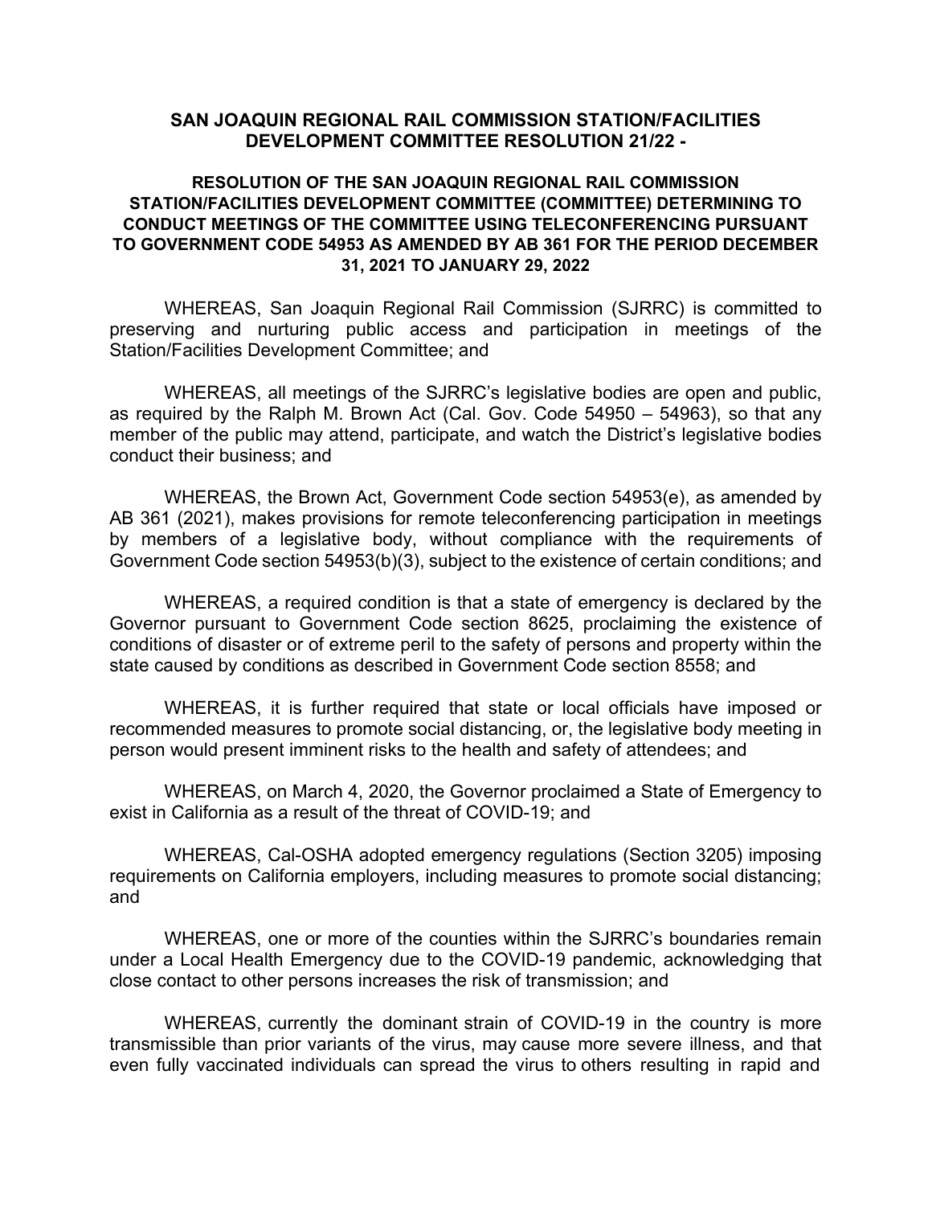**SAN JOAQUIN REGIONAL RAIL COMMISSION STATION/FACILITIES DEVELOPMENT COMMITTEE RESOLUTION 21/22 -**

**RESOLUTION OF THE SAN JOAQUIN REGIONAL RAIL COMMISSION STATION/FACILITIES DEVELOPMENT COMMITTEE (COMMITTEE) DETERMINING TO CONDUCT MEETINGS OF THE COMMITTEE USING TELECONFERENCING PURSUANT TO GOVERNMENT CODE 54953 AS AMENDED BY AB 361 FOR THE PERIOD DECEMBER 31, 2021 TO JANUARY 29, 2022**

WHEREAS, San Joaquin Regional Rail Commission (SJRRC) is committed to preserving and nurturing public access and participation in meetings of the Station/Facilities Development Committee; and

WHEREAS, all meetings of the SJRRC's legislative bodies are open and public, as required by the Ralph M. Brown Act (Cal. Gov. Code 54950 – 54963), so that any member of the public may attend, participate, and watch the District's legislative bodies conduct their business; and

WHEREAS, the Brown Act, Government Code section 54953(e), as amended by AB 361 (2021), makes provisions for remote teleconferencing participation in meetings by members of a legislative body, without compliance with the requirements of Government Code section 54953(b)(3), subject to the existence of certain conditions; and

WHEREAS, a required condition is that a state of emergency is declared by the Governor pursuant to Government Code section 8625, proclaiming the existence of conditions of disaster or of extreme peril to the safety of persons and property within the state caused by conditions as described in Government Code section 8558; and

WHEREAS, it is further required that state or local officials have imposed or recommended measures to promote social distancing, or, the legislative body meeting in person would present imminent risks to the health and safety of attendees; and

WHEREAS, on March 4, 2020, the Governor proclaimed a State of Emergency to exist in California as a result of the threat of COVID-19; and

WHEREAS, Cal-OSHA adopted emergency regulations (Section 3205) imposing requirements on California employers, including measures to promote social distancing; and

WHEREAS, one or more of the counties within the SJRRC's boundaries remain under a Local Health Emergency due to the COVID-19 pandemic, acknowledging that close contact to other persons increases the risk of transmission; and

WHEREAS, currently the dominant strain of COVID-19 in the country is more transmissible than prior variants of the virus, may cause more severe illness, and that even fully vaccinated individuals can spread the virus to others resulting in rapid and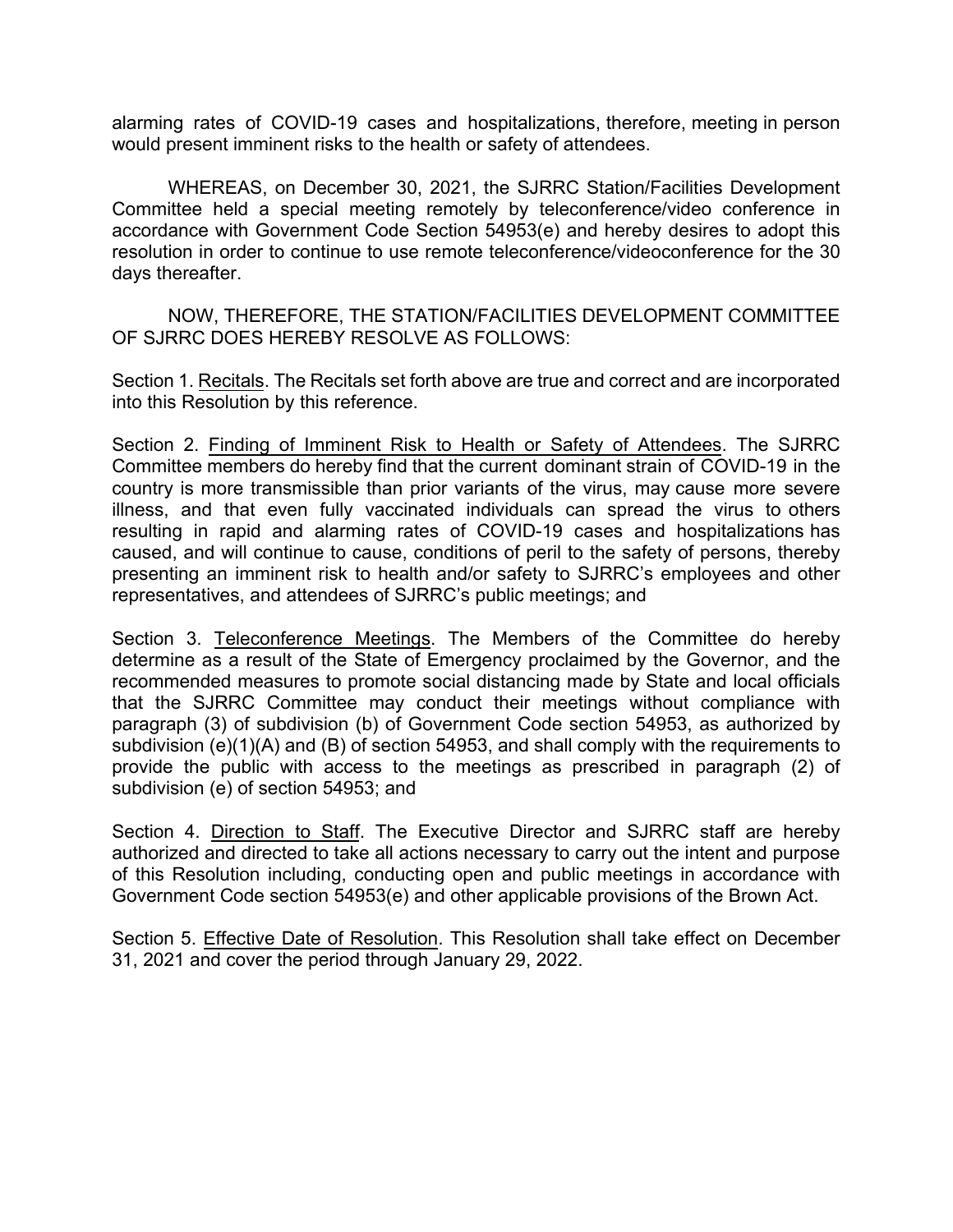alarming rates of COVID-19 cases and hospitalizations, therefore, meeting in person would present imminent risks to the health or safety of attendees.

WHEREAS, on December 30, 2021, the SJRRC Station/Facilities Development Committee held a special meeting remotely by teleconference/video conference in accordance with Government Code Section 54953(e) and hereby desires to adopt this resolution in order to continue to use remote teleconference/videoconference for the 30 days thereafter.

NOW, THEREFORE, THE STATION/FACILITIES DEVELOPMENT COMMITTEE OF SJRRC DOES HEREBY RESOLVE AS FOLLOWS:

Section 1. Recitals. The Recitals set forth above are true and correct and are incorporated into this Resolution by this reference.

Section 2. Finding of Imminent Risk to Health or Safety of Attendees. The SJRRC Committee members do hereby find that the current dominant strain of COVID-19 in the country is more transmissible than prior variants of the virus, may cause more severe illness, and that even fully vaccinated individuals can spread the virus to others resulting in rapid and alarming rates of COVID-19 cases and hospitalizations has caused, and will continue to cause, conditions of peril to the safety of persons, thereby presenting an imminent risk to health and/or safety to SJRRC's employees and other representatives, and attendees of SJRRC's public meetings; and

Section 3. Teleconference Meetings. The Members of the Committee do hereby determine as a result of the State of Emergency proclaimed by the Governor, and the recommended measures to promote social distancing made by State and local officials that the SJRRC Committee may conduct their meetings without compliance with paragraph (3) of subdivision (b) of Government Code section 54953, as authorized by subdivision (e)(1)(A) and (B) of section 54953, and shall comply with the requirements to provide the public with access to the meetings as prescribed in paragraph (2) of subdivision (e) of section 54953; and

Section 4. Direction to Staff. The Executive Director and SJRRC staff are hereby authorized and directed to take all actions necessary to carry out the intent and purpose of this Resolution including, conducting open and public meetings in accordance with Government Code section 54953(e) and other applicable provisions of the Brown Act.

Section 5. Effective Date of Resolution. This Resolution shall take effect on December 31, 2021 and cover the period through January 29, 2022.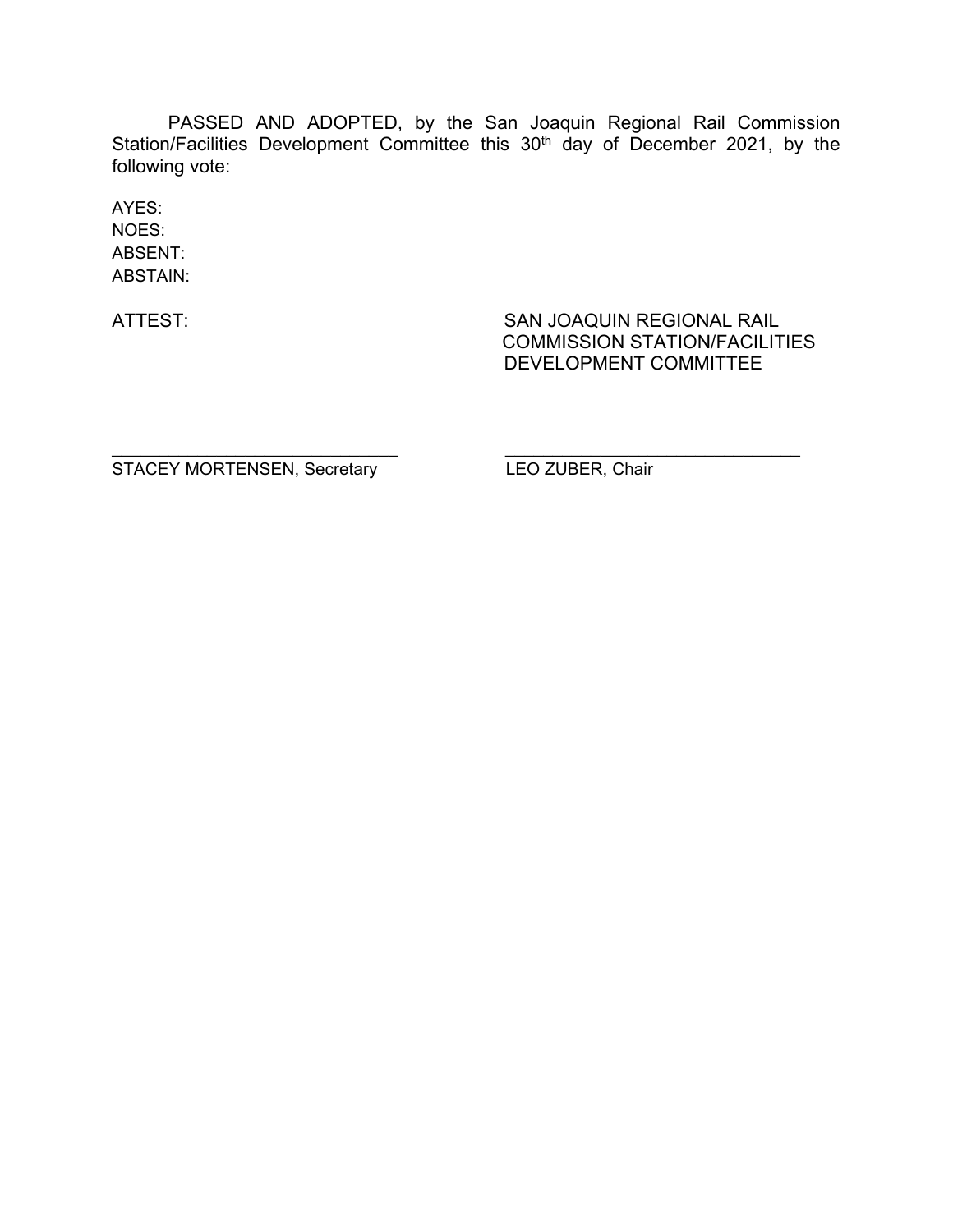PASSED AND ADOPTED, by the San Joaquin Regional Rail Commission Station/Facilities Development Committee this 30th day of December 2021, by the following vote:

AYES:
NOES:
ABSENT:
ABSTAIN:

ATTEST:

SAN JOAQUIN REGIONAL RAIL COMMISSION STATION/FACILITIES DEVELOPMENT COMMITTEE

______________________________
STACEY MORTENSEN, Secretary

______________________________
LEO ZUBER, Chair